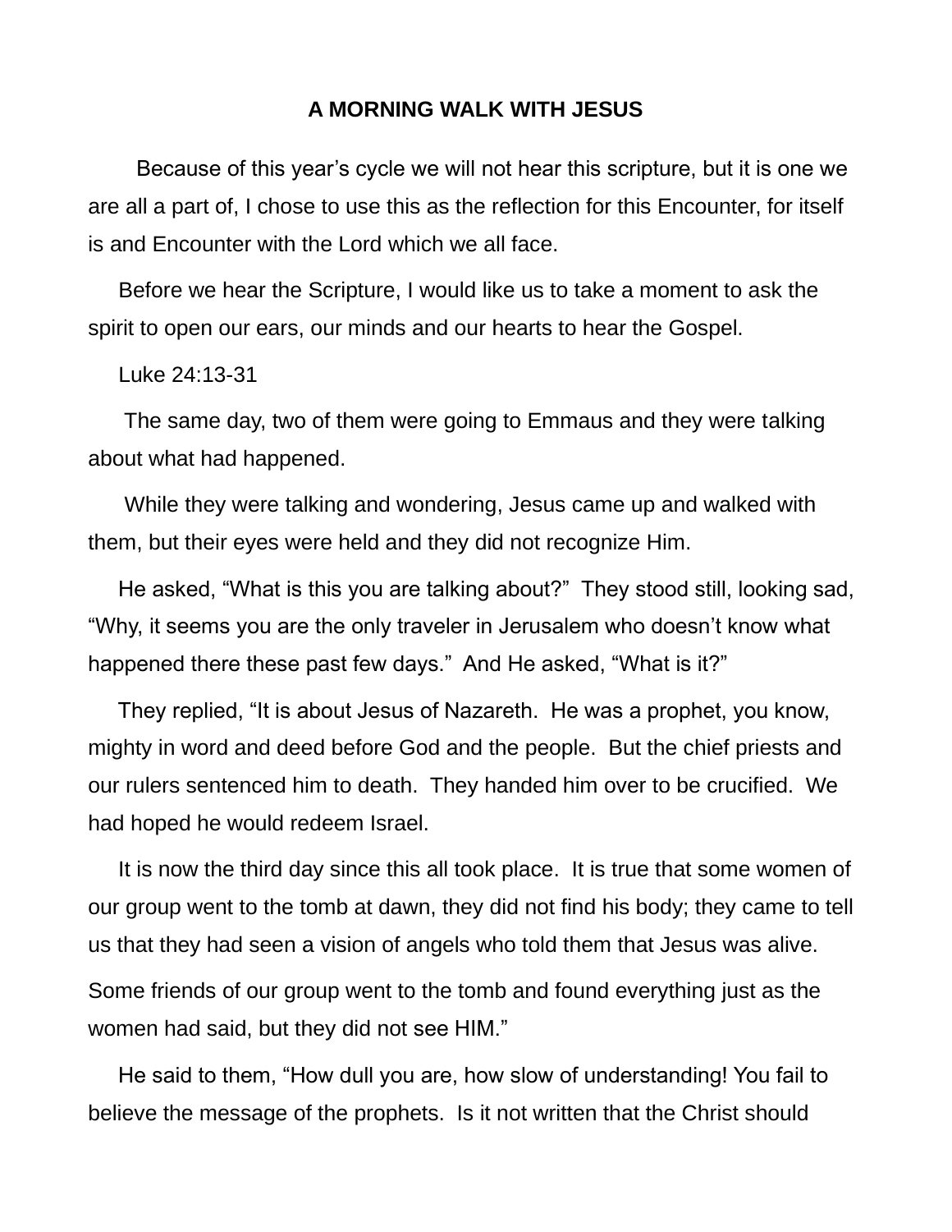**A MORNING WALK WITH JESUS**

Because of this year's cycle we will not hear this scripture, but it is one we are all a part of, I chose to use this as the reflection for this Encounter, for itself is and Encounter with the Lord which we all face.

Before we hear the Scripture, I would like us to take a moment to ask the spirit to open our ears, our minds and our hearts to hear the Gospel.

Luke 24:13-31

The same day, two of them were going to Emmaus and they were talking about what had happened.

While they were talking and wondering, Jesus came up and walked with them, but their eyes were held and they did not recognize Him.

He asked, "What is this you are talking about?" They stood still, looking sad, "Why, it seems you are the only traveler in Jerusalem who doesn't know what happened there these past few days." And He asked, "What is it?"

They replied, "It is about Jesus of Nazareth. He was a prophet, you know, mighty in word and deed before God and the people. But the chief priests and our rulers sentenced him to death. They handed him over to be crucified. We had hoped he would redeem Israel.

It is now the third day since this all took place. It is true that some women of our group went to the tomb at dawn, they did not find his body; they came to tell us that they had seen a vision of angels who told them that Jesus was alive. Some friends of our group went to the tomb and found everything just as the women had said, but they did not see HIM."

He said to them, "How dull you are, how slow of understanding! You fail to believe the message of the prophets. Is it not written that the Christ should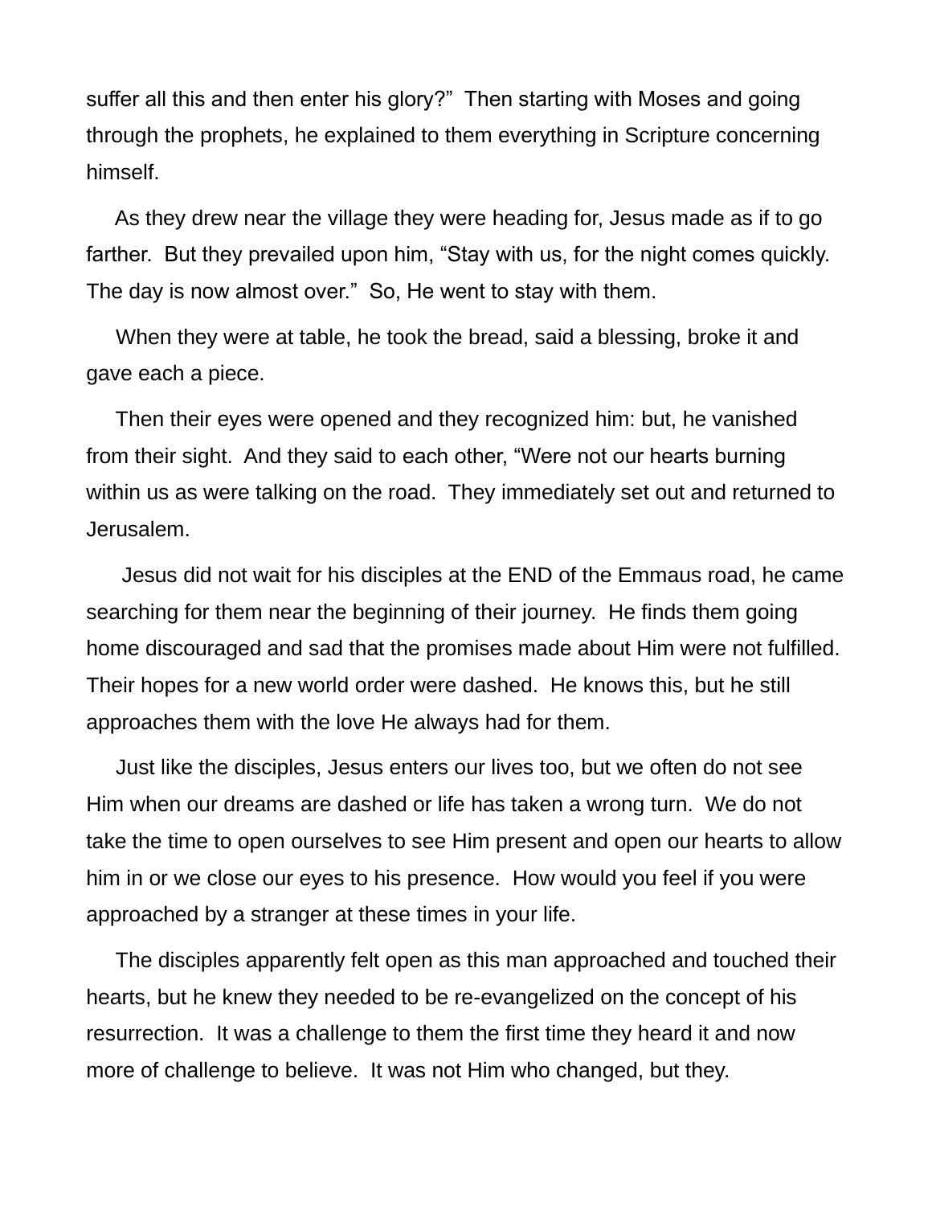suffer all this and then enter his glory?"  Then starting with Moses and going through the prophets, he explained to them everything in Scripture concerning himself.

As they drew near the village they were heading for, Jesus made as if to go farther.  But they prevailed upon him, "Stay with us, for the night comes quickly.  The day is now almost over."  So, He went to stay with them.

When they were at table, he took the bread, said a blessing, broke it and gave each a piece.

Then their eyes were opened and they recognized him: but, he vanished from their sight.  And they said to each other, "Were not our hearts burning within us as were talking on the road.  They immediately set out and returned to Jerusalem.

Jesus did not wait for his disciples at the END of the Emmaus road, he came searching for them near the beginning of their journey.  He finds them going home discouraged and sad that the promises made about Him were not fulfilled.  Their hopes for a new world order were dashed.  He knows this, but he still approaches them with the love He always had for them.

Just like the disciples, Jesus enters our lives too, but we often do not see Him when our dreams are dashed or life has taken a wrong turn.  We do not take the time to open ourselves to see Him present and open our hearts to allow him in or we close our eyes to his presence.  How would you feel if you were approached by a stranger at these times in your life.

The disciples apparently felt open as this man approached and touched their hearts, but he knew they needed to be re-evangelized on the concept of his resurrection.  It was a challenge to them the first time they heard it and now more of challenge to believe.  It was not Him who changed, but they.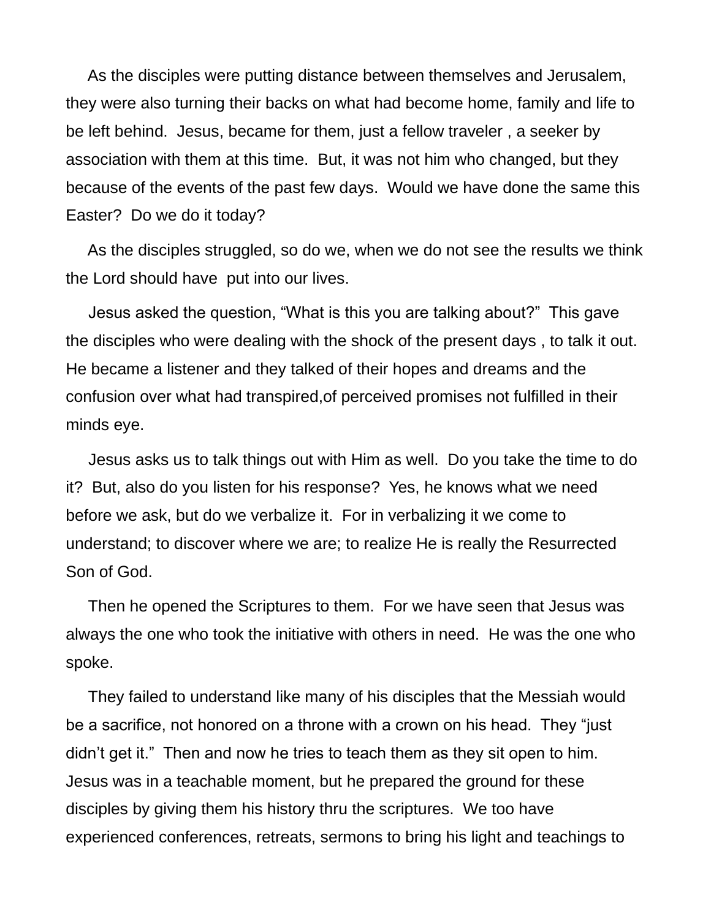As the disciples were putting distance between themselves and Jerusalem, they were also turning their backs on what had become home, family and life to be left behind. Jesus, became for them, just a fellow traveler , a seeker by association with them at this time. But, it was not him who changed, but they because of the events of the past few days. Would we have done the same this Easter? Do we do it today?

As the disciples struggled, so do we, when we do not see the results we think the Lord should have put into our lives.

Jesus asked the question, "What is this you are talking about?" This gave the disciples who were dealing with the shock of the present days , to talk it out. He became a listener and they talked of their hopes and dreams and the confusion over what had transpired,of perceived promises not fulfilled in their minds eye.

Jesus asks us to talk things out with Him as well. Do you take the time to do it? But, also do you listen for his response? Yes, he knows what we need before we ask, but do we verbalize it. For in verbalizing it we come to understand; to discover where we are; to realize He is really the Resurrected Son of God.

Then he opened the Scriptures to them. For we have seen that Jesus was always the one who took the initiative with others in need. He was the one who spoke.

They failed to understand like many of his disciples that the Messiah would be a sacrifice, not honored on a throne with a crown on his head. They "just didn't get it." Then and now he tries to teach them as they sit open to him. Jesus was in a teachable moment, but he prepared the ground for these disciples by giving them his history thru the scriptures. We too have experienced conferences, retreats, sermons to bring his light and teachings to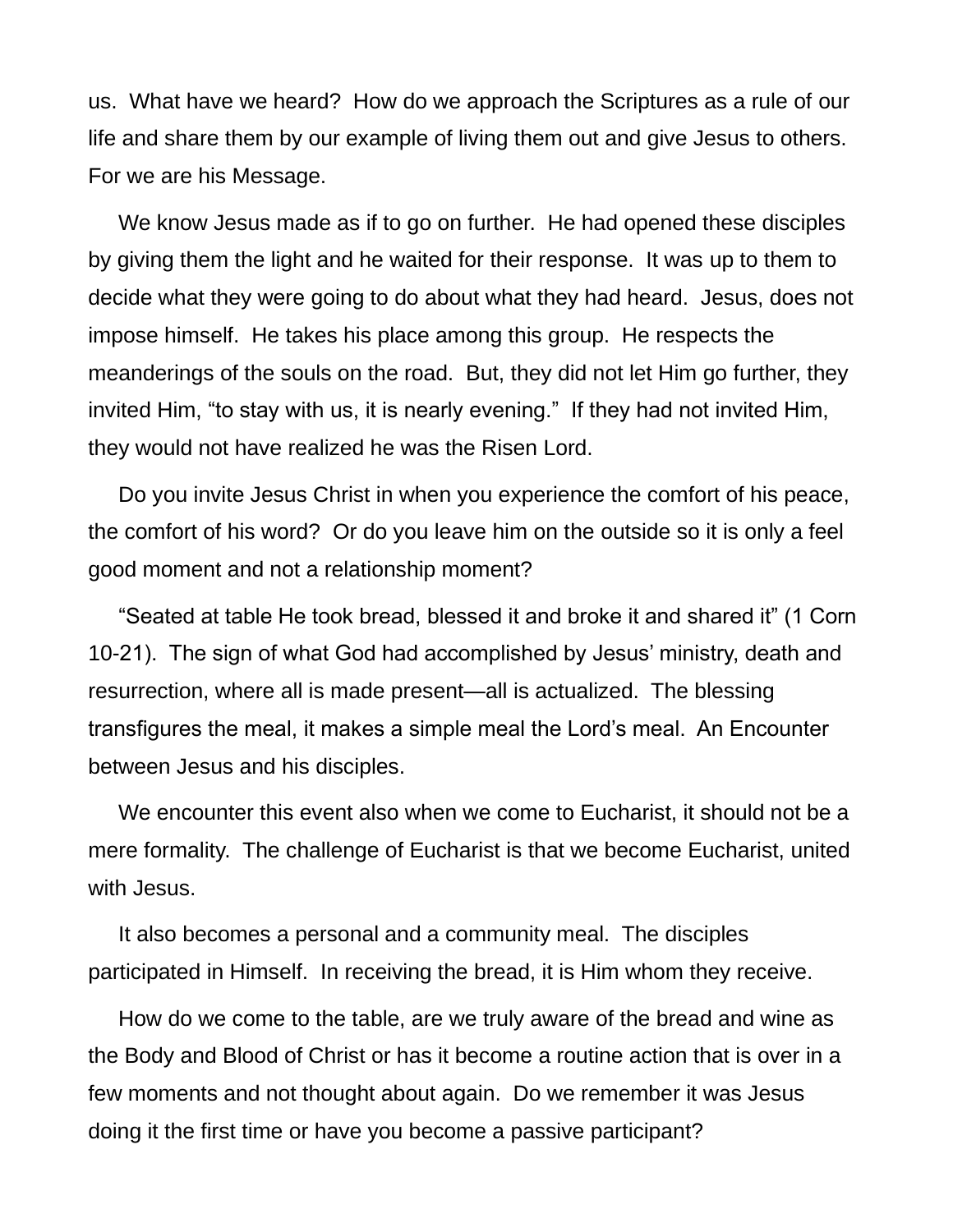us.  What have we heard?  How do we approach the Scriptures as a rule of our life and share them by our example of living them out and give Jesus to others.  For we are his Message.

We know Jesus made as if to go on further.  He had opened these disciples by giving them the light and he waited for their response.  It was up to them to decide what they were going to do about what they had heard.  Jesus, does not impose himself.  He takes his place among this group.  He respects the meanderings of the souls on the road.  But, they did not let Him go further, they invited Him, "to stay with us, it is nearly evening."  If they had not invited Him, they would not have realized he was the Risen Lord.

Do you invite Jesus Christ in when you experience the comfort of his peace, the comfort of his word?  Or do you leave him on the outside so it is only a feel good moment and not a relationship moment?

"Seated at table He took bread, blessed it and broke it and shared it" (1 Corn 10-21).  The sign of what God had accomplished by Jesus' ministry, death and resurrection, where all is made present—all is actualized.  The blessing transfigures the meal, it makes a simple meal the Lord's meal.  An Encounter between Jesus and his disciples.

We encounter this event also when we come to Eucharist, it should not be a mere formality.  The challenge of Eucharist is that we become Eucharist, united with Jesus.

It also becomes a personal and a community meal.  The disciples participated in Himself.  In receiving the bread, it is Him whom they receive.

How do we come to the table, are we truly aware of the bread and wine as the Body and Blood of Christ or has it become a routine action that is over in a few moments and not thought about again.  Do we remember it was Jesus doing it the first time or have you become a passive participant?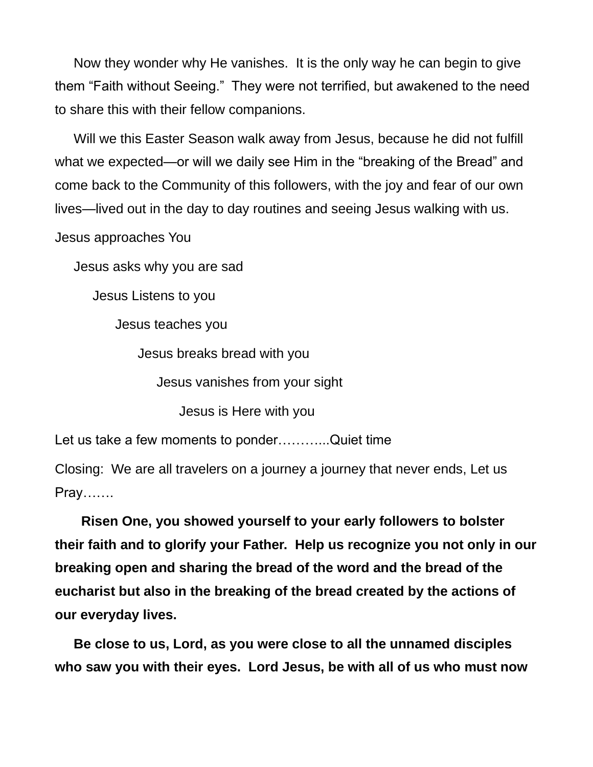Now they wonder why He vanishes. It is the only way he can begin to give them "Faith without Seeing." They were not terrified, but awakened to the need to share this with their fellow companions.

Will we this Easter Season walk away from Jesus, because he did not fulfill what we expected—or will we daily see Him in the "breaking of the Bread" and come back to the Community of this followers, with the joy and fear of our own lives—lived out in the day to day routines and seeing Jesus walking with us.

Jesus approaches You

Jesus asks why you are sad

Jesus Listens to you

Jesus teaches you

Jesus breaks bread with you

Jesus vanishes from your sight

Jesus is Here with you

Let us take a few moments to ponder………...Quiet time

Closing: We are all travelers on a journey a journey that never ends, Let us Pray…….

**Risen One, you showed yourself to your early followers to bolster their faith and to glorify your Father. Help us recognize you not only in our breaking open and sharing the bread of the word and the bread of the eucharist but also in the breaking of the bread created by the actions of our everyday lives.**

**Be close to us, Lord, as you were close to all the unnamed disciples who saw you with their eyes. Lord Jesus, be with all of us who must now**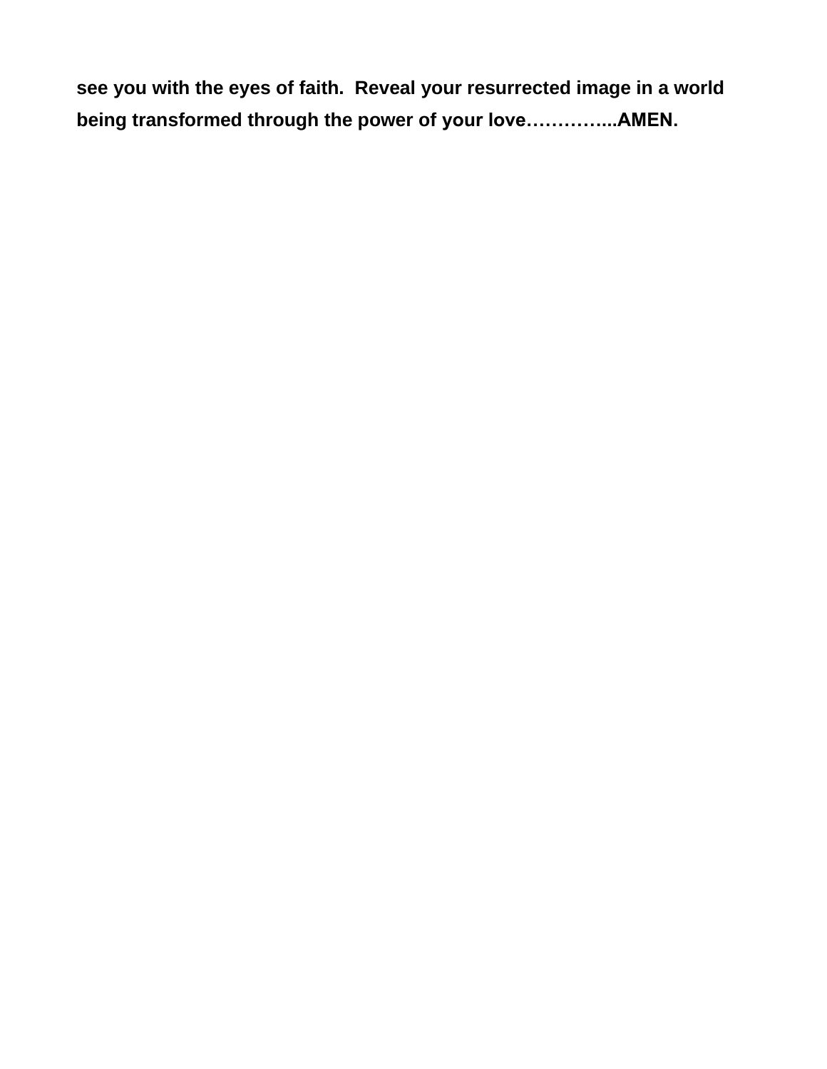**see you with the eyes of faith. Reveal your resurrected image in a world being transformed through the power of your love…………...AMEN.**